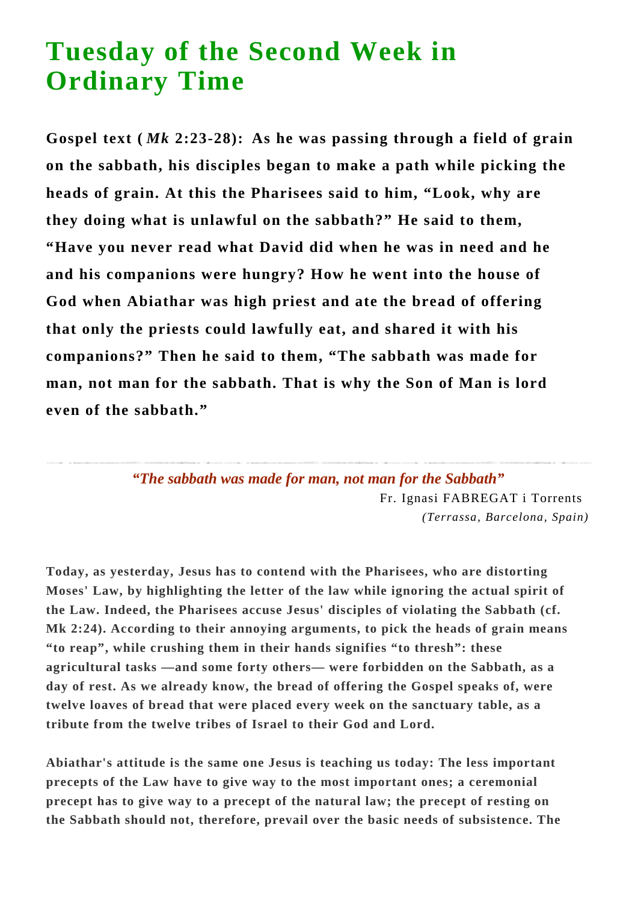# Tuesday of the Second Week in Ordinary Time

**Gospel text (*Mk* 2:23-28): As he was passing through a field of grain on the sabbath, his disciples began to make a path while picking the heads of grain. At this the Pharisees said to him, "Look, why are they doing what is unlawful on the sabbath?" He said to them, "Have you never read what David did when he was in need and he and his companions were hungry? How he went into the house of God when Abiathar was high priest and ate the bread of offering that only the priests could lawfully eat, and shared it with his companions?" Then he said to them, "The sabbath was made for man, not man for the sabbath. That is why the Son of Man is lord even of the sabbath."**

---

***"The sabbath was made for man, not man for the Sabbath"***

Fr. Ignasi FABREGAT i Torrents
*(Terrassa, Barcelona, Spain)*

**Today, as yesterday, Jesus has to contend with the Pharisees, who are distorting Moses' Law, by highlighting the letter of the law while ignoring the actual spirit of the Law. Indeed, the Pharisees accuse Jesus' disciples of violating the Sabbath (cf. Mk 2:24). According to their annoying arguments, to pick the heads of grain means "to reap", while crushing them in their hands signifies "to thresh": these agricultural tasks —and some forty others— were forbidden on the Sabbath, as a day of rest. As we already know, the bread of offering the Gospel speaks of, were twelve loaves of bread that were placed every week on the sanctuary table, as a tribute from the twelve tribes of Israel to their God and Lord.**

**Abiathar's attitude is the same one Jesus is teaching us today: The less important precepts of the Law have to give way to the most important ones; a ceremonial precept has to give way to a precept of the natural law; the precept of resting on the Sabbath should not, therefore, prevail over the basic needs of subsistence. The**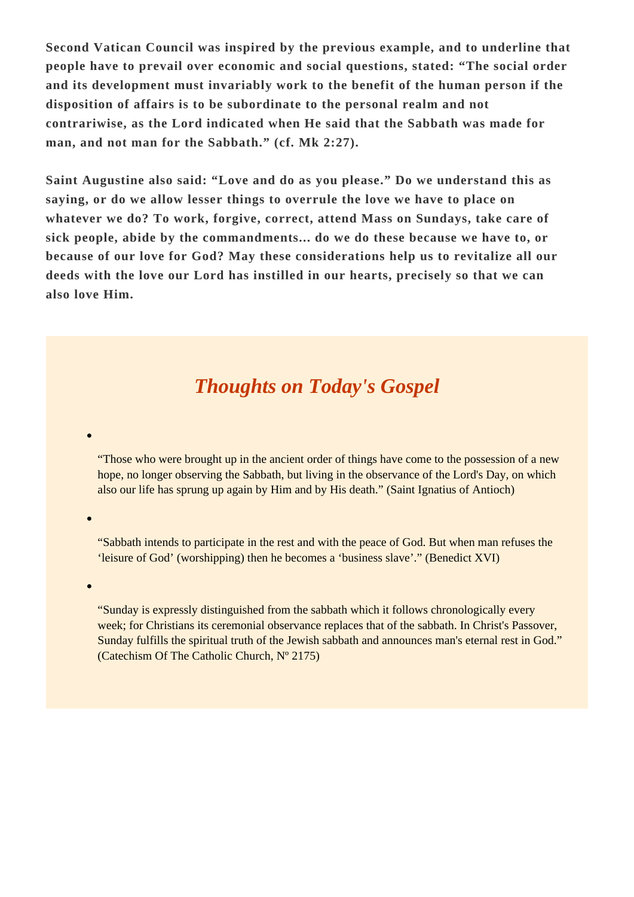**Second Vatican Council was inspired by the previous example, and to underline that people have to prevail over economic and social questions, stated: "The social order and its development must invariably work to the benefit of the human person if the disposition of affairs is to be subordinate to the personal realm and not contrariwise, as the Lord indicated when He said that the Sabbath was made for man, and not man for the Sabbath." (cf. Mk 2:27).**

**Saint Augustine also said: "Love and do as you please." Do we understand this as saying, or do we allow lesser things to overrule the love we have to place on whatever we do? To work, forgive, correct, attend Mass on Sundays, take care of sick people, abide by the commandments... do we do these because we have to, or because of our love for God? May these considerations help us to revitalize all our deeds with the love our Lord has instilled in our hearts, precisely so that we can also love Him.**

## *Thoughts on Today's Gospel*

- "Those who were brought up in the ancient order of things have come to the possession of a new hope, no longer observing the Sabbath, but living in the observance of the Lord's Day, on which also our life has sprung up again by Him and by His death." (Saint Ignatius of Antioch)

- "Sabbath intends to participate in the rest and with the peace of God. But when man refuses the 'leisure of God' (worshipping) then he becomes a 'business slave'." (Benedict XVI)

- "Sunday is expressly distinguished from the sabbath which it follows chronologically every week; for Christians its ceremonial observance replaces that of the sabbath. In Christ's Passover, Sunday fulfills the spiritual truth of the Jewish sabbath and announces man's eternal rest in God." (Catechism Of The Catholic Church, Nº 2175)